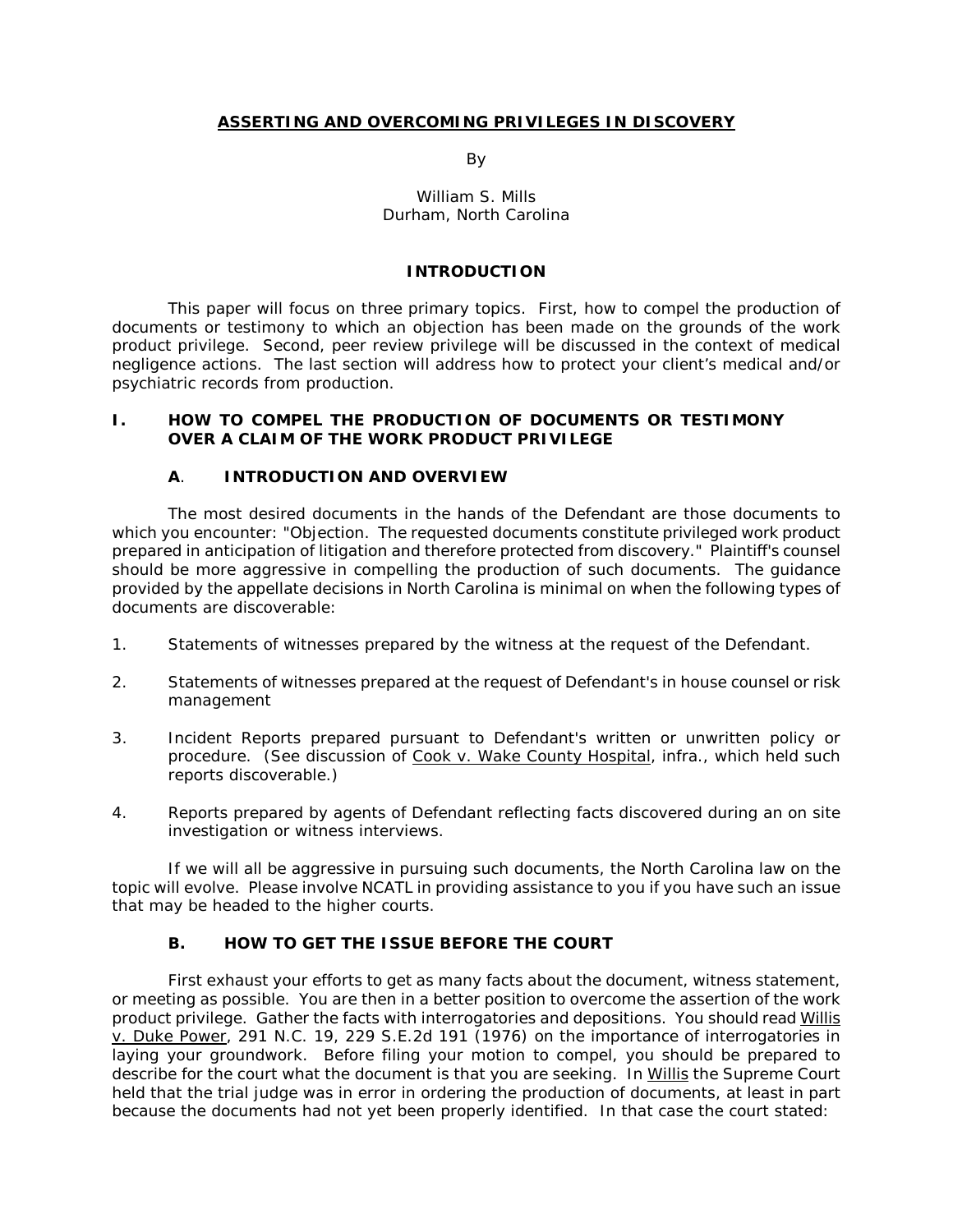# ASSERTING AND OVERCOMING PRIVILEGES IN DISCOVERY

By

William S. Mills
Durham, North Carolina

## INTRODUCTION

This paper will focus on three primary topics. First, how to compel the production of documents or testimony to which an objection has been made on the grounds of the work product privilege. Second, peer review privilege will be discussed in the context of medical negligence actions. The last section will address how to protect your client's medical and/or psychiatric records from production.

## I. HOW TO COMPEL THE PRODUCTION OF DOCUMENTS OR TESTIMONY OVER A CLAIM OF THE WORK PRODUCT PRIVILEGE

### A. INTRODUCTION AND OVERVIEW

The most desired documents in the hands of the Defendant are those documents to which you encounter: "Objection. The requested documents constitute privileged work product prepared in anticipation of litigation and therefore protected from discovery." Plaintiff's counsel should be more aggressive in compelling the production of such documents. The guidance provided by the appellate decisions in North Carolina is minimal on when the following types of documents are discoverable:

1. Statements of witnesses prepared by the witness at the request of the Defendant.

2. Statements of witnesses prepared at the request of Defendant's in house counsel or risk management

3. Incident Reports prepared pursuant to Defendant's written or unwritten policy or procedure. (See discussion of Cook v. Wake County Hospital, infra., which held such reports discoverable.)

4. Reports prepared by agents of Defendant reflecting facts discovered during an on site investigation or witness interviews.

If we will all be aggressive in pursuing such documents, the North Carolina law on the topic will evolve. Please involve NCATL in providing assistance to you if you have such an issue that may be headed to the higher courts.

### B. HOW TO GET THE ISSUE BEFORE THE COURT

First exhaust your efforts to get as many facts about the document, witness statement, or meeting as possible. You are then in a better position to overcome the assertion of the work product privilege. Gather the facts with interrogatories and depositions. You should read Willis v. Duke Power, 291 N.C. 19, 229 S.E.2d 191 (1976) on the importance of interrogatories in laying your groundwork. Before filing your motion to compel, you should be prepared to describe for the court what the document is that you are seeking. In Willis the Supreme Court held that the trial judge was in error in ordering the production of documents, at least in part because the documents had not yet been properly identified. In that case the court stated: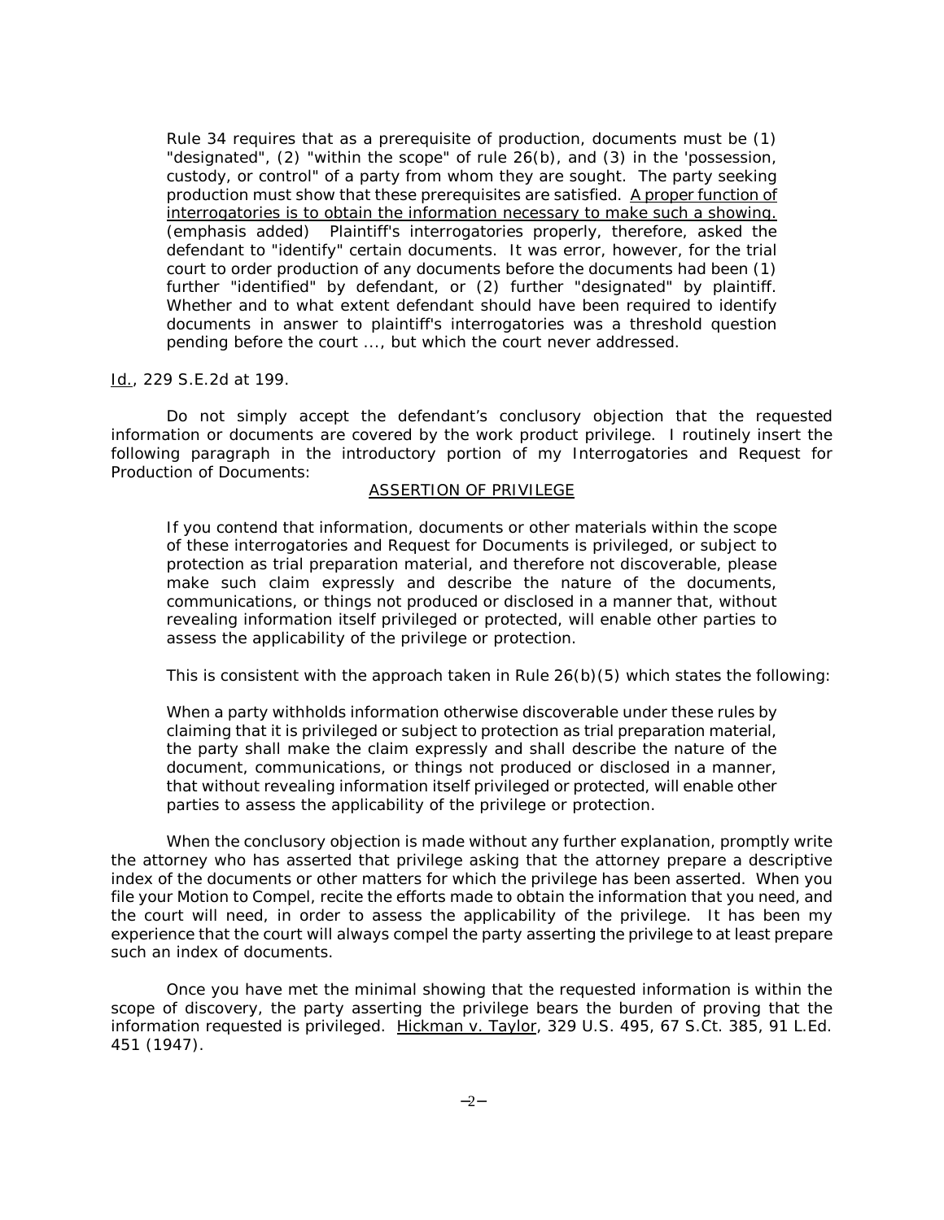> Rule 34 requires that as a prerequisite of production, documents must be (1) "designated", (2) "within the scope" of rule 26(b), and (3) in the 'possession, custody, or control" of a party from whom they are sought. The party seeking production must show that these prerequisites are satisfied. <u>A proper function of interrogatories is to obtain the information necessary to make such a showing.</u> (emphasis added) Plaintiff's interrogatories properly, therefore, asked the defendant to "identify" certain documents. It was error, however, for the trial court to order production of any documents before the documents had been (1) further "identified" by defendant, or (2) further "designated" by plaintiff. Whether and to what extent defendant should have been required to identify documents in answer to plaintiff's interrogatories was a threshold question pending before the court ..., but which the court never addressed.

<u>Id.</u>, 229 S.E.2d at 199.

Do not simply accept the defendant's conclusory objection that the requested information or documents are covered by the work product privilege. I routinely insert the following paragraph in the introductory portion of my Interrogatories and Request for Production of Documents:

<u>ASSERTION OF PRIVILEGE</u>

> If you contend that information, documents or other materials within the scope of these interrogatories and Request for Documents is privileged, or subject to protection as trial preparation material, and therefore not discoverable, please make such claim expressly and describe the nature of the documents, communications, or things not produced or disclosed in a manner that, without revealing information itself privileged or protected, will enable other parties to assess the applicability of the privilege or protection.

This is consistent with the approach taken in Rule 26(b)(5) which states the following:

> When a party withholds information otherwise discoverable under these rules by claiming that it is privileged or subject to protection as trial preparation material, the party shall make the claim expressly and shall describe the nature of the document, communications, or things not produced or disclosed in a manner, that without revealing information itself privileged or protected, will enable other parties to assess the applicability of the privilege or protection.

When the conclusory objection is made without any further explanation, promptly write the attorney who has asserted that privilege asking that the attorney prepare a descriptive index of the documents or other matters for which the privilege has been asserted. When you file your Motion to Compel, recite the efforts made to obtain the information that you need, and the court will need, in order to assess the applicability of the privilege. It has been my experience that the court will always compel the party asserting the privilege to at least prepare such an index of documents.

Once you have met the minimal showing that the requested information is within the scope of discovery, the party asserting the privilege bears the burden of proving that the information requested is privileged. <u>Hickman v. Taylor</u>, 329 U.S. 495, 67 S.Ct. 385, 91 L.Ed. 451 (1947).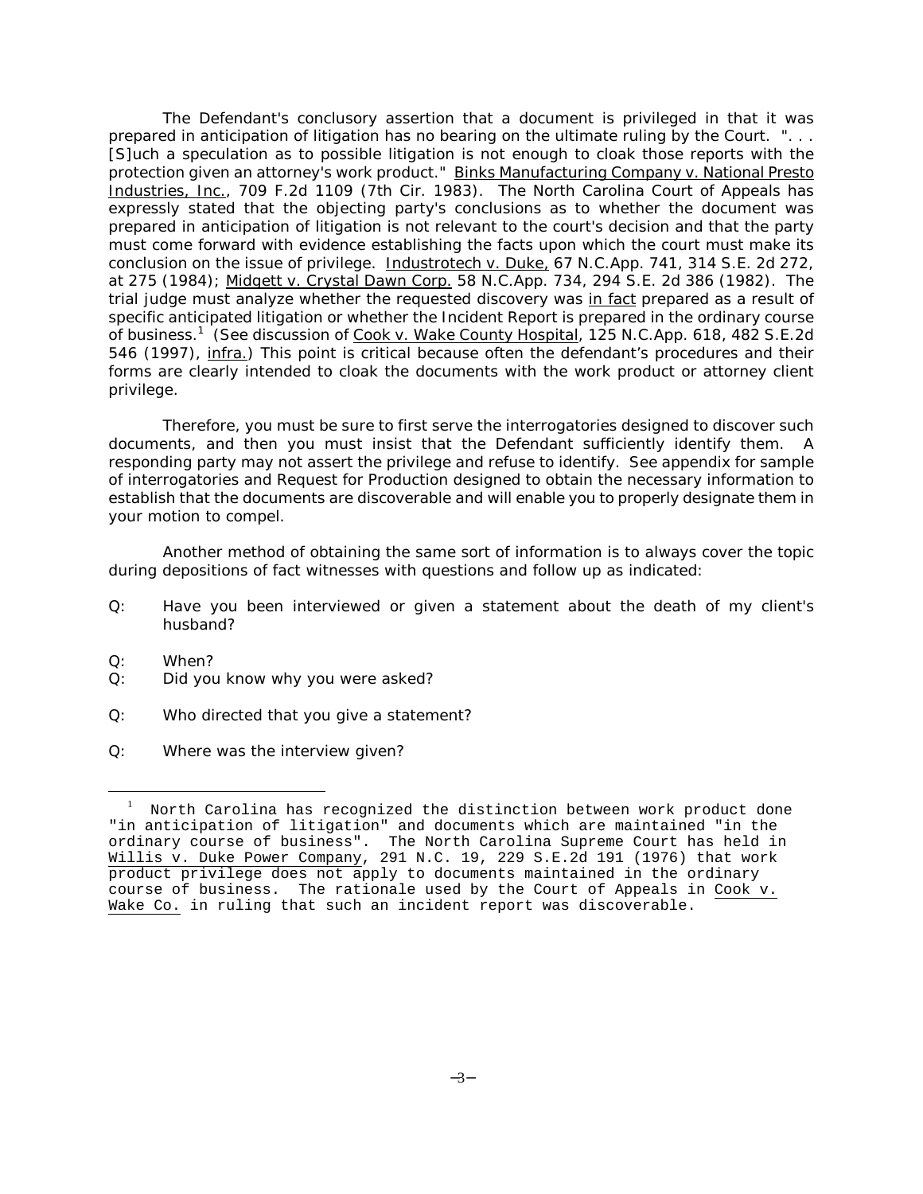The Defendant's conclusory assertion that a document is privileged in that it was prepared in anticipation of litigation has no bearing on the ultimate ruling by the Court. ". . . [S]uch a speculation as to possible litigation is not enough to cloak those reports with the protection given an attorney's work product." Binks Manufacturing Company v. National Presto Industries, Inc., 709 F.2d 1109 (7th Cir. 1983). The North Carolina Court of Appeals has expressly stated that the objecting party's conclusions as to whether the document was prepared in anticipation of litigation is not relevant to the court's decision and that the party must come forward with evidence establishing the facts upon which the court must make its conclusion on the issue of privilege. Industrotech v. Duke, 67 N.C.App. 741, 314 S.E. 2d 272, at 275 (1984); Midgett v. Crystal Dawn Corp. 58 N.C.App. 734, 294 S.E. 2d 386 (1982). The trial judge must analyze whether the requested discovery was in fact prepared as a result of specific anticipated litigation or whether the Incident Report is prepared in the ordinary course of business.[1] (See discussion of Cook v. Wake County Hospital, 125 N.C.App. 618, 482 S.E.2d 546 (1997), infra.) This point is critical because often the defendant's procedures and their forms are clearly intended to cloak the documents with the work product or attorney client privilege.

Therefore, you must be sure to first serve the interrogatories designed to discover such documents, and then you must insist that the Defendant sufficiently identify them. A responding party may not assert the privilege and refuse to identify. See appendix for sample of interrogatories and Request for Production designed to obtain the necessary information to establish that the documents are discoverable and will enable you to properly designate them in your motion to compel.

Another method of obtaining the same sort of information is to always cover the topic during depositions of fact witnesses with questions and follow up as indicated:

Q: Have you been interviewed or given a statement about the death of my client's husband?

Q: When?

Q: Did you know why you were asked?

Q: Who directed that you give a statement?

Q: Where was the interview given?

---

[1] North Carolina has recognized the distinction between work product done "in anticipation of litigation" and documents which are maintained "in the ordinary course of business". The North Carolina Supreme Court has held in Willis v. Duke Power Company, 291 N.C. 19, 229 S.E.2d 191 (1976) that work product privilege does not apply to documents maintained in the ordinary course of business. The rationale used by the Court of Appeals in Cook v. Wake Co. in ruling that such an incident report was discoverable.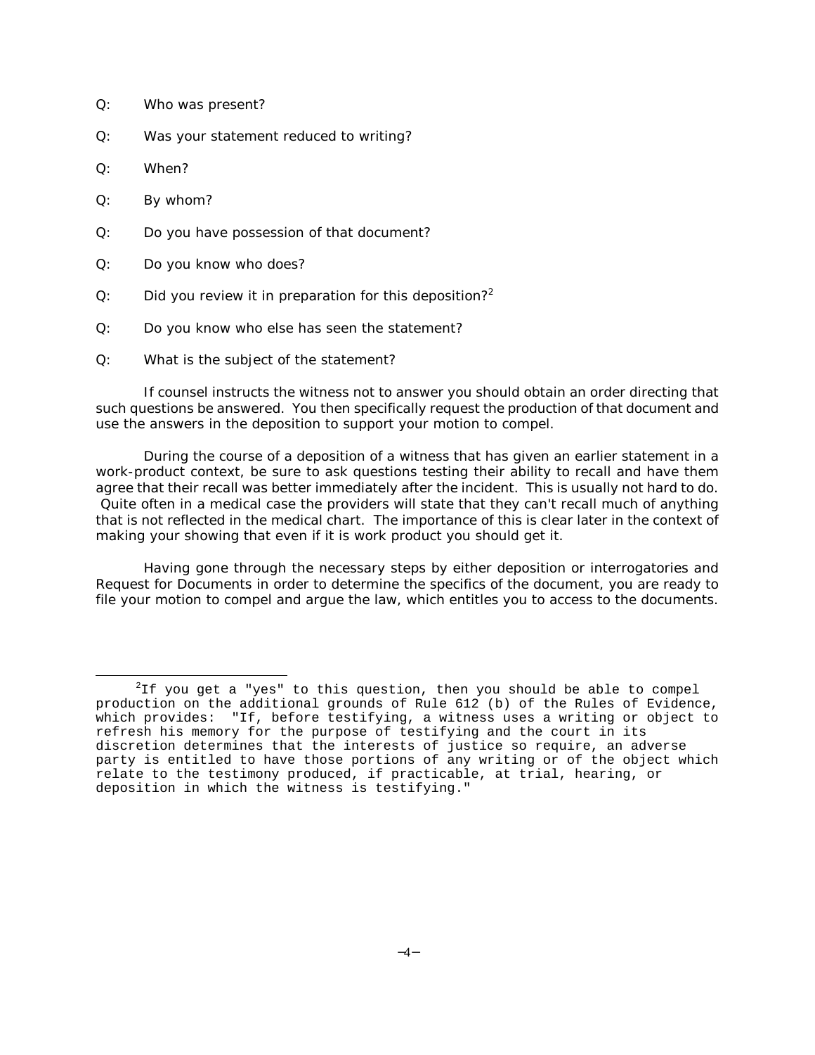Q: Who was present?

Q: Was your statement reduced to writing?

Q: When?

Q: By whom?

Q: Do you have possession of that document?

Q: Do you know who does?

Q: Did you review it in preparation for this deposition?[2]

Q: Do you know who else has seen the statement?

Q: What is the subject of the statement?

If counsel instructs the witness not to answer you should obtain an order directing that such questions be answered. You then specifically request the production of that document and use the answers in the deposition to support your motion to compel.

During the course of a deposition of a witness that has given an earlier statement in a work-product context, be sure to ask questions testing their ability to recall and have them agree that their recall was better immediately after the incident. This is usually not hard to do. Quite often in a medical case the providers will state that they can't recall much of anything that is not reflected in the medical chart. The importance of this is clear later in the context of making your showing that even if it is work product you should get it.

Having gone through the necessary steps by either deposition or interrogatories and Request for Documents in order to determine the specifics of the document, you are ready to file your motion to compel and argue the law, which entitles you to access to the documents.

---

[2]If you get a "yes" to this question, then you should be able to compel production on the additional grounds of Rule 612 (b) of the Rules of Evidence, which provides: "If, before testifying, a witness uses a writing or object to refresh his memory for the purpose of testifying and the court in its discretion determines that the interests of justice so require, an adverse party is entitled to have those portions of any writing or of the object which relate to the testimony produced, if practicable, at trial, hearing, or deposition in which the witness is testifying."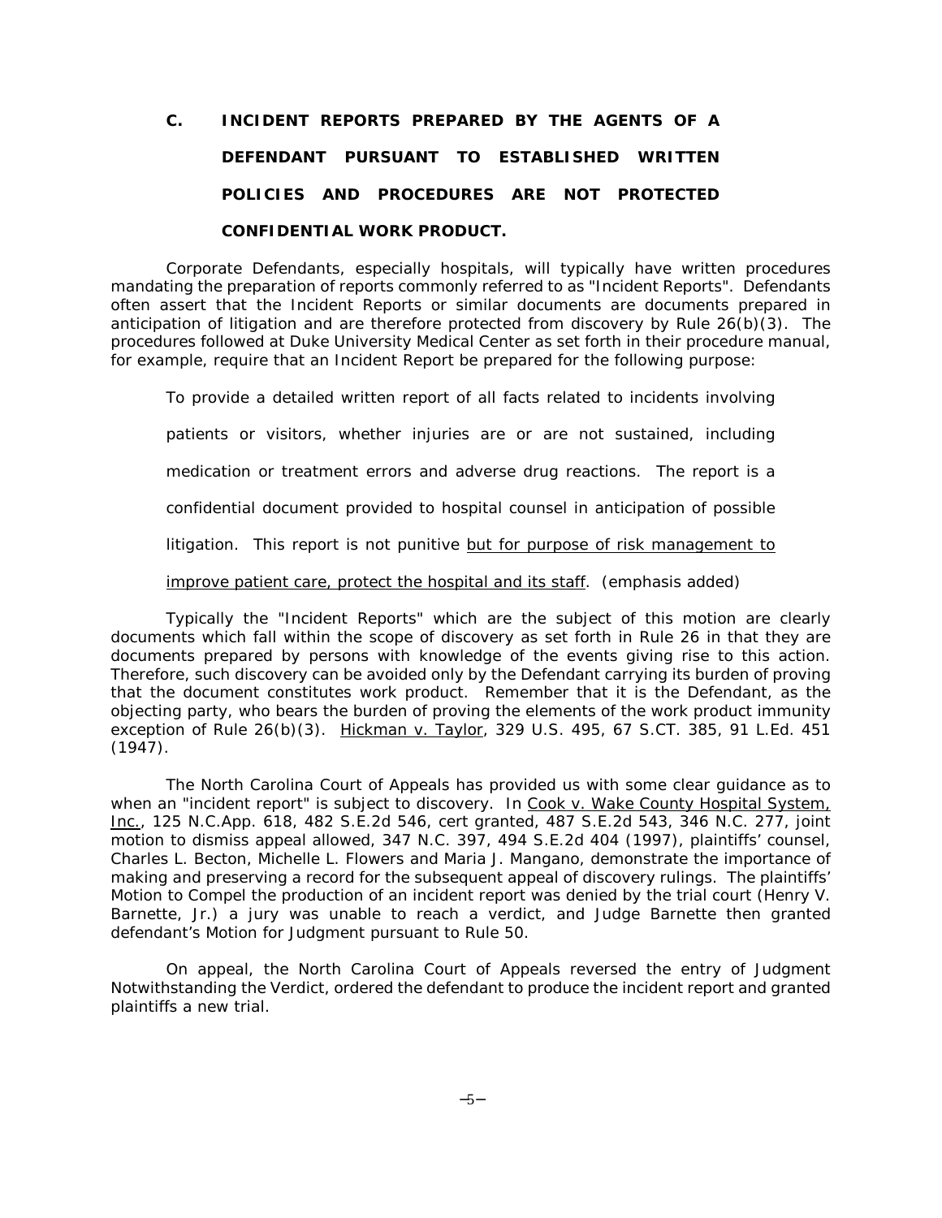### C. INCIDENT REPORTS PREPARED BY THE AGENTS OF A DEFENDANT PURSUANT TO ESTABLISHED WRITTEN POLICIES AND PROCEDURES ARE NOT PROTECTED CONFIDENTIAL WORK PRODUCT.

Corporate Defendants, especially hospitals, will typically have written procedures mandating the preparation of reports commonly referred to as "Incident Reports". Defendants often assert that the Incident Reports or similar documents are documents prepared in anticipation of litigation and are therefore protected from discovery by Rule 26(b)(3). The procedures followed at Duke University Medical Center as set forth in their procedure manual, for example, require that an Incident Report be prepared for the following purpose:

> To provide a detailed written report of all facts related to incidents involving patients or visitors, whether injuries are or are not sustained, including medication or treatment errors and adverse drug reactions. The report is a confidential document provided to hospital counsel in anticipation of possible litigation. This report is not punitive <u>but for purpose of risk management to improve patient care, protect the hospital and its staff</u>. (emphasis added)

Typically the "Incident Reports" which are the subject of this motion are clearly documents which fall within the scope of discovery as set forth in Rule 26 in that they are documents prepared by persons with knowledge of the events giving rise to this action. Therefore, such discovery can be avoided only by the Defendant carrying its burden of proving that the document constitutes work product. Remember that it is the Defendant, as the objecting party, who bears the burden of proving the elements of the work product immunity exception of Rule 26(b)(3). <u>Hickman v. Taylor</u>, 329 U.S. 495, 67 S.CT. 385, 91 L.Ed. 451 (1947).

The North Carolina Court of Appeals has provided us with some clear guidance as to when an "incident report" is subject to discovery. In <u>Cook v. Wake County Hospital System, Inc.</u>, 125 N.C.App. 618, 482 S.E.2d 546, cert granted, 487 S.E.2d 543, 346 N.C. 277, joint motion to dismiss appeal allowed, 347 N.C. 397, 494 S.E.2d 404 (1997), plaintiffs' counsel, Charles L. Becton, Michelle L. Flowers and Maria J. Mangano, demonstrate the importance of making and preserving a record for the subsequent appeal of discovery rulings. The plaintiffs' Motion to Compel the production of an incident report was denied by the trial court (Henry V. Barnette, Jr.) a jury was unable to reach a verdict, and Judge Barnette then granted defendant's Motion for Judgment pursuant to Rule 50.

On appeal, the North Carolina Court of Appeals reversed the entry of Judgment Notwithstanding the Verdict, ordered the defendant to produce the incident report and granted plaintiffs a new trial.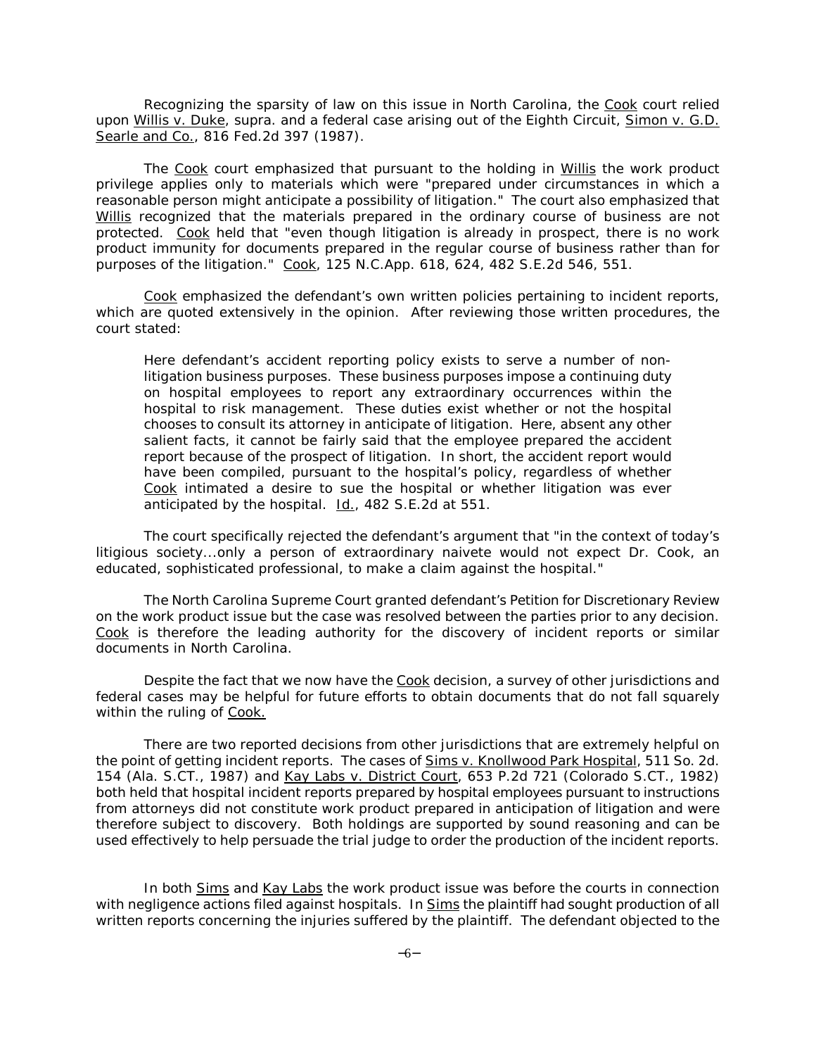Recognizing the sparsity of law on this issue in North Carolina, the Cook court relied upon Willis v. Duke, supra. and a federal case arising out of the Eighth Circuit, Simon v. G.D. Searle and Co., 816 Fed.2d 397 (1987).

The Cook court emphasized that pursuant to the holding in Willis the work product privilege applies only to materials which were "prepared under circumstances in which a reasonable person might anticipate a possibility of litigation." The court also emphasized that Willis recognized that the materials prepared in the ordinary course of business are not protected. Cook held that "even though litigation is already in prospect, there is no work product immunity for documents prepared in the regular course of business rather than for purposes of the litigation." Cook, 125 N.C.App. 618, 624, 482 S.E.2d 546, 551.

Cook emphasized the defendant's own written policies pertaining to incident reports, which are quoted extensively in the opinion. After reviewing those written procedures, the court stated:

> Here defendant's accident reporting policy exists to serve a number of non-litigation business purposes. These business purposes impose a continuing duty on hospital employees to report any extraordinary occurrences within the hospital to risk management. These duties exist whether or not the hospital chooses to consult its attorney in anticipate of litigation. Here, absent any other salient facts, it cannot be fairly said that the employee prepared the accident report because of the prospect of litigation. In short, the accident report would have been compiled, pursuant to the hospital's policy, regardless of whether Cook intimated a desire to sue the hospital or whether litigation was ever anticipated by the hospital. Id., 482 S.E.2d at 551.

The court specifically rejected the defendant's argument that "in the context of today's litigious society...only a person of extraordinary naivete would not expect Dr. Cook, an educated, sophisticated professional, to make a claim against the hospital."

The North Carolina Supreme Court granted defendant's Petition for Discretionary Review on the work product issue but the case was resolved between the parties prior to any decision. Cook is therefore the leading authority for the discovery of incident reports or similar documents in North Carolina.

Despite the fact that we now have the Cook decision, a survey of other jurisdictions and federal cases may be helpful for future efforts to obtain documents that do not fall squarely within the ruling of Cook.

There are two reported decisions from other jurisdictions that are extremely helpful on the point of getting incident reports. The cases of Sims v. Knollwood Park Hospital, 511 So. 2d. 154 (Ala. S.CT., 1987) and Kay Labs v. District Court, 653 P.2d 721 (Colorado S.CT., 1982) both held that hospital incident reports prepared by hospital employees pursuant to instructions from attorneys did not constitute work product prepared in anticipation of litigation and were therefore subject to discovery. Both holdings are supported by sound reasoning and can be used effectively to help persuade the trial judge to order the production of the incident reports.

In both Sims and Kay Labs the work product issue was before the courts in connection with negligence actions filed against hospitals. In Sims the plaintiff had sought production of all written reports concerning the injuries suffered by the plaintiff. The defendant objected to the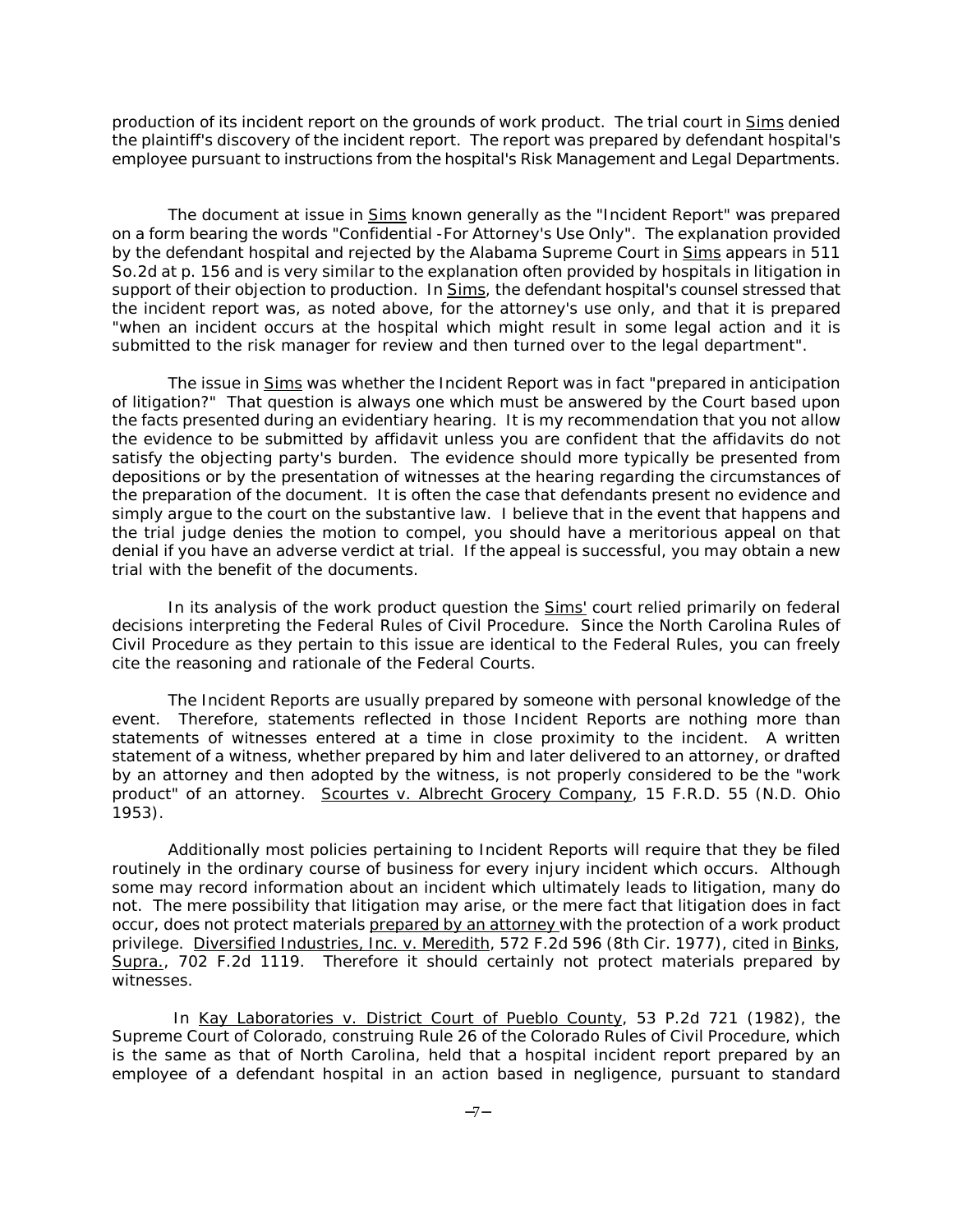production of its incident report on the grounds of work product. The trial court in <u>Sims</u> denied the plaintiff's discovery of the incident report. The report was prepared by defendant hospital's employee pursuant to instructions from the hospital's Risk Management and Legal Departments.

The document at issue in <u>Sims</u> known generally as the "Incident Report" was prepared on a form bearing the words "Confidential -For Attorney's Use Only". The explanation provided by the defendant hospital and rejected by the Alabama Supreme Court in <u>Sims</u> appears in 511 So.2d at p. 156 and is very similar to the explanation often provided by hospitals in litigation in support of their objection to production. In <u>Sims</u>, the defendant hospital's counsel stressed that the incident report was, as noted above, for the attorney's use only, and that it is prepared "when an incident occurs at the hospital which might result in some legal action and it is submitted to the risk manager for review and then turned over to the legal department".

The issue in <u>Sims</u> was whether the Incident Report was in fact "prepared in anticipation of litigation?" That question is always one which must be answered by the Court based upon the facts presented during an evidentiary hearing. It is my recommendation that you not allow the evidence to be submitted by affidavit unless you are confident that the affidavits do not satisfy the objecting party's burden. The evidence should more typically be presented from depositions or by the presentation of witnesses at the hearing regarding the circumstances of the preparation of the document. It is often the case that defendants present no evidence and simply argue to the court on the substantive law. I believe that in the event that happens and the trial judge denies the motion to compel, you should have a meritorious appeal on that denial if you have an adverse verdict at trial. If the appeal is successful, you may obtain a new trial with the benefit of the documents.

In its analysis of the work product question the <u>Sims'</u> court relied primarily on federal decisions interpreting the Federal Rules of Civil Procedure. Since the North Carolina Rules of Civil Procedure as they pertain to this issue are identical to the Federal Rules, you can freely cite the reasoning and rationale of the Federal Courts.

The Incident Reports are usually prepared by someone with personal knowledge of the event. Therefore, statements reflected in those Incident Reports are nothing more than statements of witnesses entered at a time in close proximity to the incident. A written statement of a witness, whether prepared by him and later delivered to an attorney, or drafted by an attorney and then adopted by the witness, is not properly considered to be the "work product" of an attorney. <u>Scourtes v. Albrecht Grocery Company</u>, 15 F.R.D. 55 (N.D. Ohio 1953).

Additionally most policies pertaining to Incident Reports will require that they be filed routinely in the ordinary course of business for every injury incident which occurs. Although some may record information about an incident which ultimately leads to litigation, many do not. The mere possibility that litigation may arise, or the mere fact that litigation does in fact occur, does not protect materials <u>prepared by an attorney</u> with the protection of a work product privilege. <u>Diversified Industries, Inc. v. Meredith</u>, 572 F.2d 596 (8th Cir. 1977), cited in <u>Binks</u>, <u>Supra.</u>, 702 F.2d 1119. Therefore it should certainly not protect materials prepared by witnesses.

In <u>Kay Laboratories v. District Court of Pueblo County</u>, 53 P.2d 721 (1982), the Supreme Court of Colorado, construing Rule 26 of the Colorado Rules of Civil Procedure, which is the same as that of North Carolina, held that a hospital incident report prepared by an employee of a defendant hospital in an action based in negligence, pursuant to standard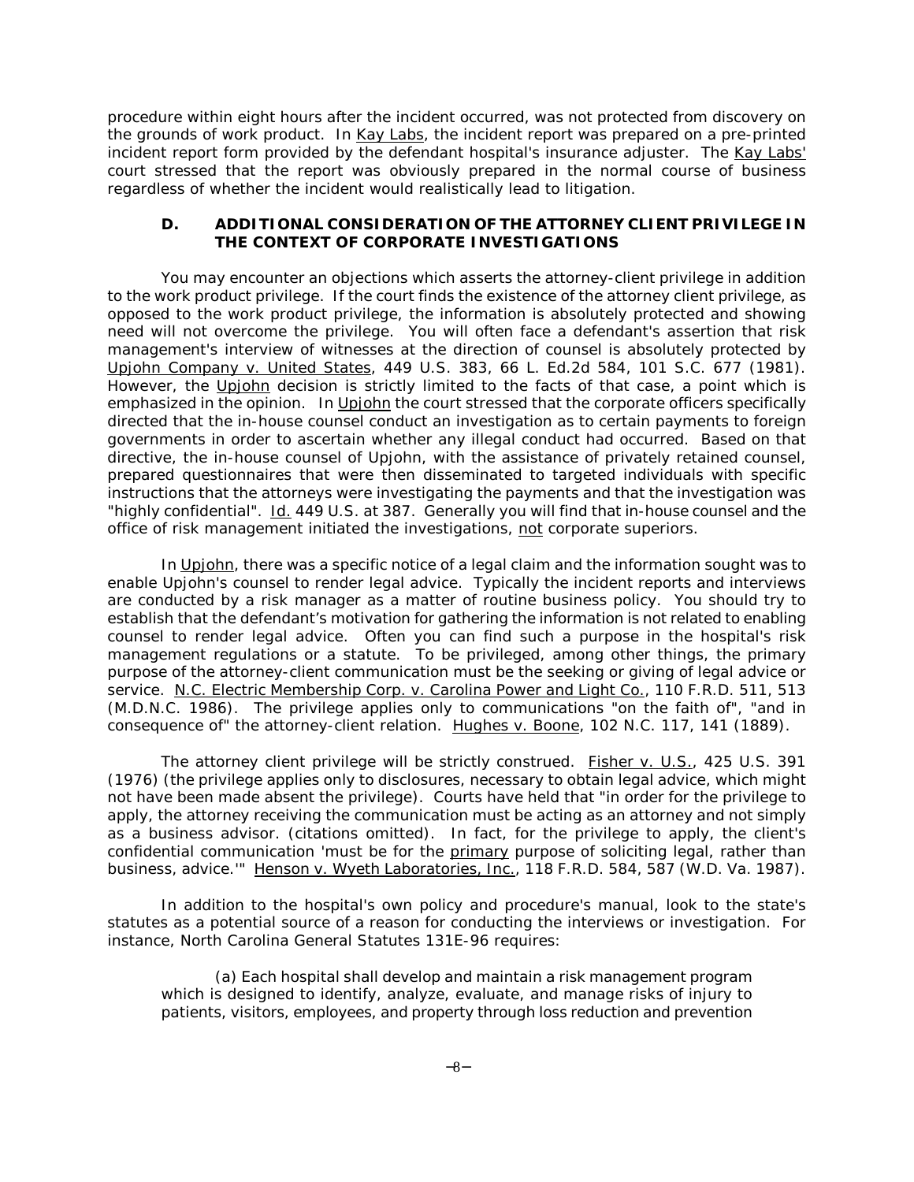procedure within eight hours after the incident occurred, was not protected from discovery on the grounds of work product. In Kay Labs, the incident report was prepared on a pre-printed incident report form provided by the defendant hospital's insurance adjuster. The Kay Labs' court stressed that the report was obviously prepared in the normal course of business regardless of whether the incident would realistically lead to litigation.

### D. ADDITIONAL CONSIDERATION OF THE ATTORNEY CLIENT PRIVILEGE IN THE CONTEXT OF CORPORATE INVESTIGATIONS

You may encounter an objections which asserts the attorney-client privilege in addition to the work product privilege. If the court finds the existence of the attorney client privilege, as opposed to the work product privilege, the information is absolutely protected and showing need will not overcome the privilege. You will often face a defendant's assertion that risk management's interview of witnesses at the direction of counsel is absolutely protected by Upjohn Company v. United States, 449 U.S. 383, 66 L. Ed.2d 584, 101 S.C. 677 (1981). However, the Upjohn decision is strictly limited to the facts of that case, a point which is emphasized in the opinion. In Upjohn the court stressed that the corporate officers specifically directed that the in-house counsel conduct an investigation as to certain payments to foreign governments in order to ascertain whether any illegal conduct had occurred. Based on that directive, the in-house counsel of Upjohn, with the assistance of privately retained counsel, prepared questionnaires that were then disseminated to targeted individuals with specific instructions that the attorneys were investigating the payments and that the investigation was "highly confidential". Id. 449 U.S. at 387. Generally you will find that in-house counsel and the office of risk management initiated the investigations, not corporate superiors.

In Upjohn, there was a specific notice of a legal claim and the information sought was to enable Upjohn's counsel to render legal advice. Typically the incident reports and interviews are conducted by a risk manager as a matter of routine business policy. You should try to establish that the defendant's motivation for gathering the information is not related to enabling counsel to render legal advice. Often you can find such a purpose in the hospital's risk management regulations or a statute. To be privileged, among other things, the primary purpose of the attorney-client communication must be the seeking or giving of legal advice or service. N.C. Electric Membership Corp. v. Carolina Power and Light Co., 110 F.R.D. 511, 513 (M.D.N.C. 1986). The privilege applies only to communications "on the faith of", "and in consequence of" the attorney-client relation. Hughes v. Boone, 102 N.C. 117, 141 (1889).

The attorney client privilege will be strictly construed. Fisher v. U.S., 425 U.S. 391 (1976) (the privilege applies only to disclosures, necessary to obtain legal advice, which might not have been made absent the privilege). Courts have held that "in order for the privilege to apply, the attorney receiving the communication must be acting as an attorney and not simply as a business advisor. (citations omitted). In fact, for the privilege to apply, the client's confidential communication 'must be for the primary purpose of soliciting legal, rather than business, advice.'" Henson v. Wyeth Laboratories, Inc., 118 F.R.D. 584, 587 (W.D. Va. 1987).

In addition to the hospital's own policy and procedure's manual, look to the state's statutes as a potential source of a reason for conducting the interviews or investigation. For instance, North Carolina General Statutes 131E-96 requires:

> (a) Each hospital shall develop and maintain a risk management program which is designed to identify, analyze, evaluate, and manage risks of injury to patients, visitors, employees, and property through loss reduction and prevention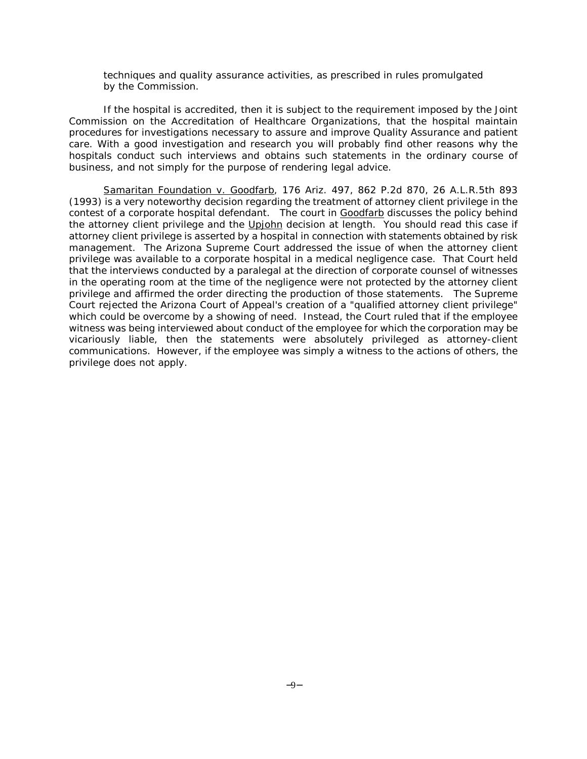techniques and quality assurance activities, as prescribed in rules promulgated by the Commission.

If the hospital is accredited, then it is subject to the requirement imposed by the Joint Commission on the Accreditation of Healthcare Organizations, that the hospital maintain procedures for investigations necessary to assure and improve Quality Assurance and patient care. With a good investigation and research you will probably find other reasons why the hospitals conduct such interviews and obtains such statements in the ordinary course of business, and not simply for the purpose of rendering legal advice.

Samaritan Foundation v. Goodfarb, 176 Ariz. 497, 862 P.2d 870, 26 A.L.R.5th 893 (1993) is a very noteworthy decision regarding the treatment of attorney client privilege in the contest of a corporate hospital defendant. The court in Goodfarb discusses the policy behind the attorney client privilege and the Upjohn decision at length. You should read this case if attorney client privilege is asserted by a hospital in connection with statements obtained by risk management. The Arizona Supreme Court addressed the issue of when the attorney client privilege was available to a corporate hospital in a medical negligence case. That Court held that the interviews conducted by a paralegal at the direction of corporate counsel of witnesses in the operating room at the time of the negligence were not protected by the attorney client privilege and affirmed the order directing the production of those statements. The Supreme Court rejected the Arizona Court of Appeal's creation of a "qualified attorney client privilege" which could be overcome by a showing of need. Instead, the Court ruled that if the employee witness was being interviewed about conduct of the employee for which the corporation may be vicariously liable, then the statements were absolutely privileged as attorney-client communications. However, if the employee was simply a witness to the actions of others, the privilege does not apply.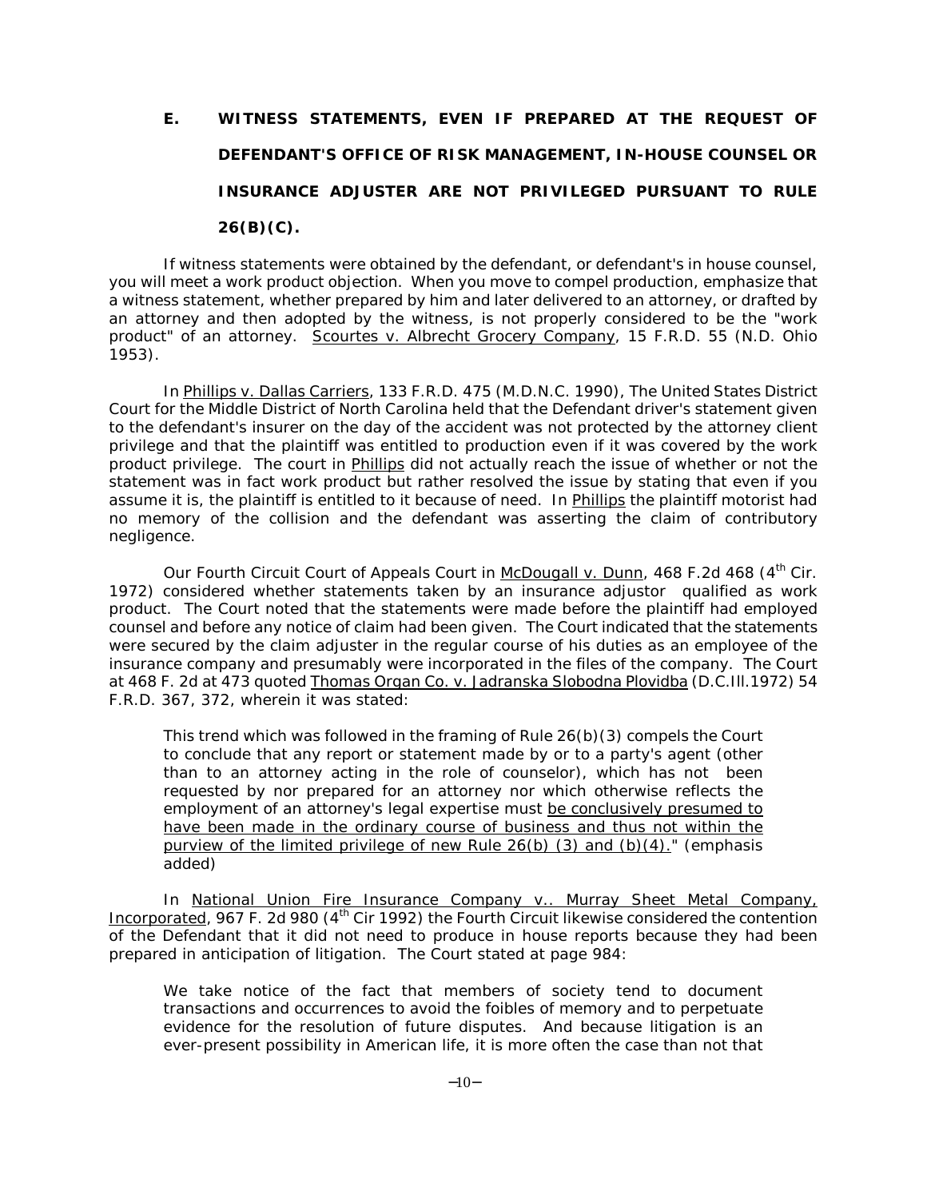### E. WITNESS STATEMENTS, EVEN IF PREPARED AT THE REQUEST OF DEFENDANT'S OFFICE OF RISK MANAGEMENT, IN-HOUSE COUNSEL OR INSURANCE ADJUSTER ARE NOT PRIVILEGED PURSUANT TO RULE 26(B)(C).

If witness statements were obtained by the defendant, or defendant's in house counsel, you will meet a work product objection. When you move to compel production, emphasize that a witness statement, whether prepared by him and later delivered to an attorney, or drafted by an attorney and then adopted by the witness, is not properly considered to be the "work product" of an attorney. Scourtes v. Albrecht Grocery Company, 15 F.R.D. 55 (N.D. Ohio 1953).

In Phillips v. Dallas Carriers, 133 F.R.D. 475 (M.D.N.C. 1990), The United States District Court for the Middle District of North Carolina held that the Defendant driver's statement given to the defendant's insurer on the day of the accident was not protected by the attorney client privilege and that the plaintiff was entitled to production even if it was covered by the work product privilege. The court in Phillips did not actually reach the issue of whether or not the statement was in fact work product but rather resolved the issue by stating that even if you assume it is, the plaintiff is entitled to it because of need. In Phillips the plaintiff motorist had no memory of the collision and the defendant was asserting the claim of contributory negligence.

Our Fourth Circuit Court of Appeals Court in McDougall v. Dunn, 468 F.2d 468 (4th Cir. 1972) considered whether statements taken by an insurance adjustor qualified as work product. The Court noted that the statements were made before the plaintiff had employed counsel and before any notice of claim had been given. The Court indicated that the statements were secured by the claim adjuster in the regular course of his duties as an employee of the insurance company and presumably were incorporated in the files of the company. The Court at 468 F. 2d at 473 quoted Thomas Organ Co. v. Jadranska Slobodna Plovidba (D.C.Ill.1972) 54 F.R.D. 367, 372, wherein it was stated:

> This trend which was followed in the framing of Rule 26(b)(3) compels the Court to conclude that any report or statement made by or to a party's agent (other than to an attorney acting in the role of counselor), which has not been requested by nor prepared for an attorney nor which otherwise reflects the employment of an attorney's legal expertise must be conclusively presumed to have been made in the ordinary course of business and thus not within the purview of the limited privilege of new Rule 26(b) (3) and (b)(4)." (emphasis added)

In National Union Fire Insurance Company v.. Murray Sheet Metal Company, Incorporated, 967 F. 2d 980 (4th Cir 1992) the Fourth Circuit likewise considered the contention of the Defendant that it did not need to produce in house reports because they had been prepared in anticipation of litigation. The Court stated at page 984:

> We take notice of the fact that members of society tend to document transactions and occurrences to avoid the foibles of memory and to perpetuate evidence for the resolution of future disputes. And because litigation is an ever-present possibility in American life, it is more often the case than not that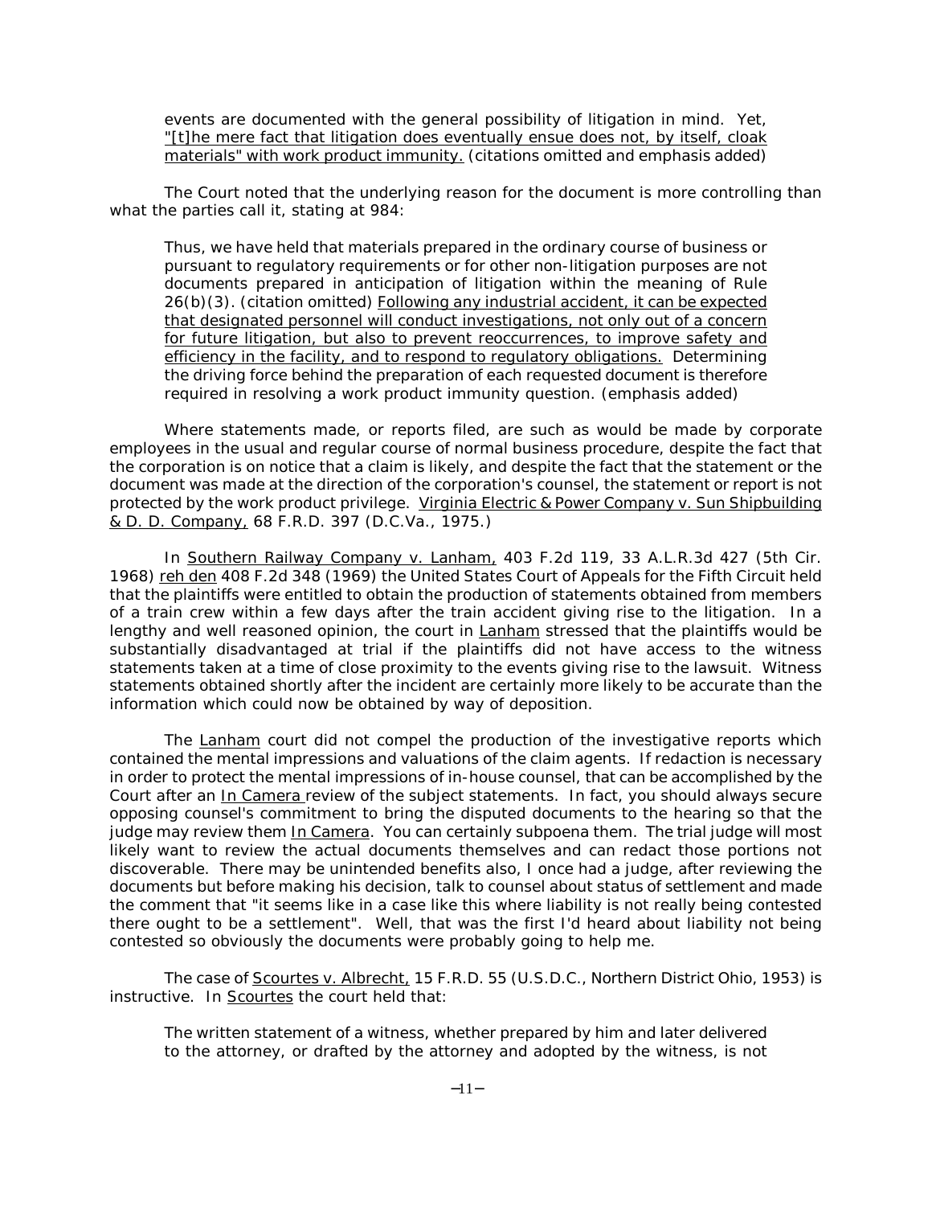> events are documented with the general possibility of litigation in mind. Yet, <u>"[t]he mere fact that litigation does eventually ensue does not, by itself, cloak materials" with work product immunity.</u> (citations omitted and emphasis added)

The Court noted that the underlying reason for the document is more controlling than what the parties call it, stating at 984:

> Thus, we have held that materials prepared in the ordinary course of business or pursuant to regulatory requirements or for other non-litigation purposes are not documents prepared in anticipation of litigation within the meaning of Rule 26(b)(3). (citation omitted) <u>Following any industrial accident, it can be expected that designated personnel will conduct investigations, not only out of a concern for future litigation, but also to prevent reoccurrences, to improve safety and efficiency in the facility, and to respond to regulatory obligations.</u> Determining the driving force behind the preparation of each requested document is therefore required in resolving a work product immunity question. (emphasis added)

Where statements made, or reports filed, are such as would be made by corporate employees in the usual and regular course of normal business procedure, despite the fact that the corporation is on notice that a claim is likely, and despite the fact that the statement or the document was made at the direction of the corporation's counsel, the statement or report is not protected by the work product privilege. <u>Virginia Electric & Power Company v. Sun Shipbuilding & D. D. Company,</u> 68 F.R.D. 397 (D.C.Va., 1975.)

In <u>Southern Railway Company v. Lanham,</u> 403 F.2d 119, 33 A.L.R.3d 427 (5th Cir. 1968) <u>reh den</u> 408 F.2d 348 (1969) the United States Court of Appeals for the Fifth Circuit held that the plaintiffs were entitled to obtain the production of statements obtained from members of a train crew within a few days after the train accident giving rise to the litigation. In a lengthy and well reasoned opinion, the court in <u>Lanham</u> stressed that the plaintiffs would be substantially disadvantaged at trial if the plaintiffs did not have access to the witness statements taken at a time of close proximity to the events giving rise to the lawsuit. Witness statements obtained shortly after the incident are certainly more likely to be accurate than the information which could now be obtained by way of deposition.

The <u>Lanham</u> court did not compel the production of the investigative reports which contained the mental impressions and valuations of the claim agents. If redaction is necessary in order to protect the mental impressions of in-house counsel, that can be accomplished by the Court after an <u>In Camera</u> review of the subject statements. In fact, you should always secure opposing counsel's commitment to bring the disputed documents to the hearing so that the judge may review them <u>In Camera</u>. You can certainly subpoena them. The trial judge will most likely want to review the actual documents themselves and can redact those portions not discoverable. There may be unintended benefits also, I once had a judge, after reviewing the documents but before making his decision, talk to counsel about status of settlement and made the comment that "it seems like in a case like this where liability is not really being contested there ought to be a settlement". Well, that was the first I'd heard about liability not being contested so obviously the documents were probably going to help me.

The case of <u>Scourtes v. Albrecht,</u> 15 F.R.D. 55 (U.S.D.C., Northern District Ohio, 1953) is instructive. In <u>Scourtes</u> the court held that:

> The written statement of a witness, whether prepared by him and later delivered to the attorney, or drafted by the attorney and adopted by the witness, is not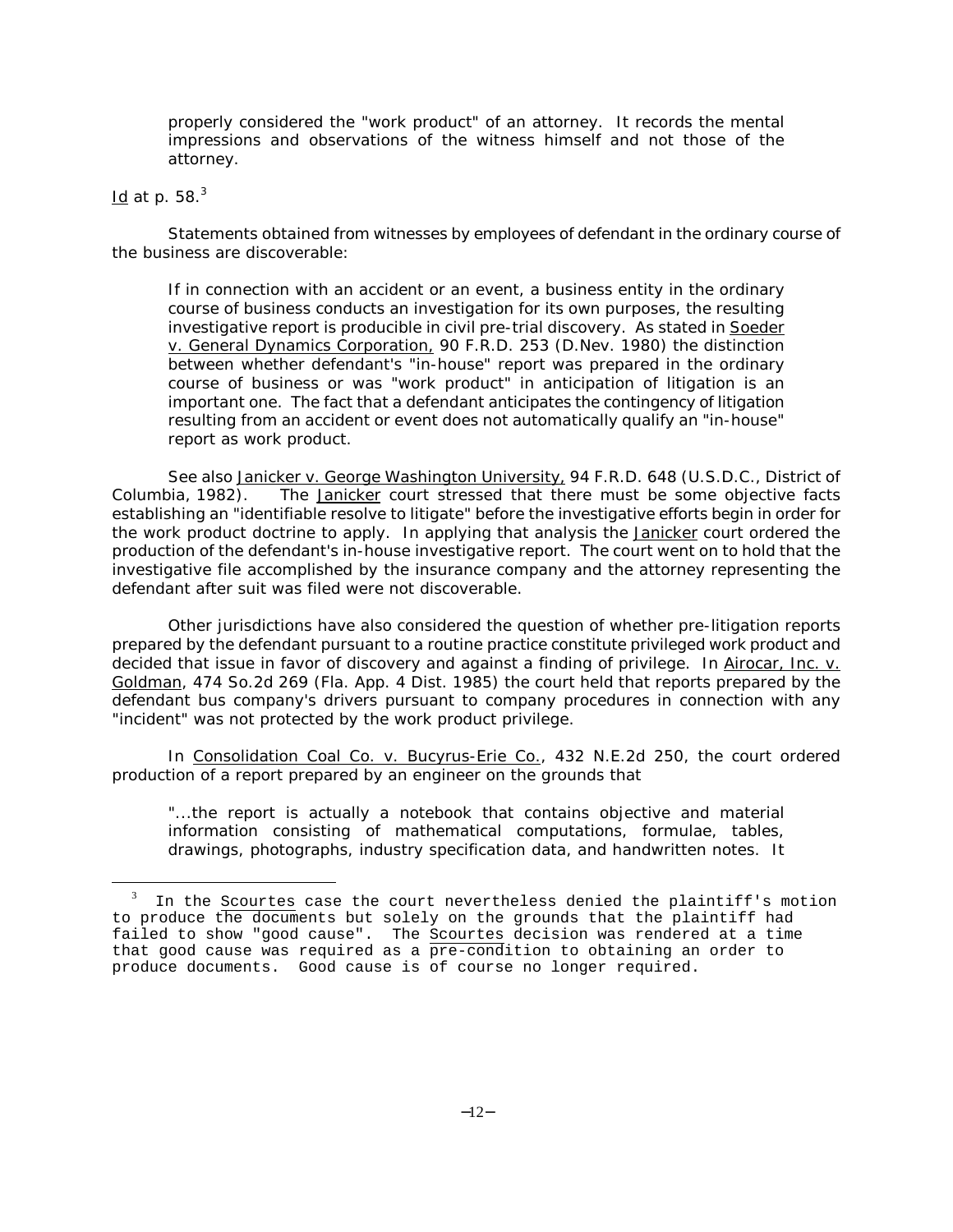> properly considered the "work product" of an attorney. It records the mental impressions and observations of the witness himself and not those of the attorney.

Id at p. 58.[3]

Statements obtained from witnesses by employees of defendant in the ordinary course of the business are discoverable:

> If in connection with an accident or an event, a business entity in the ordinary course of business conducts an investigation for its own purposes, the resulting investigative report is producible in civil pre-trial discovery. As stated in Soeder v. General Dynamics Corporation, 90 F.R.D. 253 (D.Nev. 1980) the distinction between whether defendant's "in-house" report was prepared in the ordinary course of business or was "work product" in anticipation of litigation is an important one. The fact that a defendant anticipates the contingency of litigation resulting from an accident or event does not automatically qualify an "in-house" report as work product.

See also Janicker v. George Washington University, 94 F.R.D. 648 (U.S.D.C., District of Columbia, 1982). The Janicker court stressed that there must be some objective facts establishing an "identifiable resolve to litigate" before the investigative efforts begin in order for the work product doctrine to apply. In applying that analysis the Janicker court ordered the production of the defendant's in-house investigative report. The court went on to hold that the investigative file accomplished by the insurance company and the attorney representing the defendant after suit was filed were not discoverable.

Other jurisdictions have also considered the question of whether pre-litigation reports prepared by the defendant pursuant to a routine practice constitute privileged work product and decided that issue in favor of discovery and against a finding of privilege. In Airocar, Inc. v. Goldman, 474 So.2d 269 (Fla. App. 4 Dist. 1985) the court held that reports prepared by the defendant bus company's drivers pursuant to company procedures in connection with any "incident" was not protected by the work product privilege.

In Consolidation Coal Co. v. Bucyrus-Erie Co., 432 N.E.2d 250, the court ordered production of a report prepared by an engineer on the grounds that

> "...the report is actually a notebook that contains objective and material information consisting of mathematical computations, formulae, tables, drawings, photographs, industry specification data, and handwritten notes. It

---

[3] In the Scourtes case the court nevertheless denied the plaintiff's motion to produce the documents but solely on the grounds that the plaintiff had failed to show "good cause". The Scourtes decision was rendered at a time that good cause was required as a pre-condition to obtaining an order to produce documents. Good cause is of course no longer required.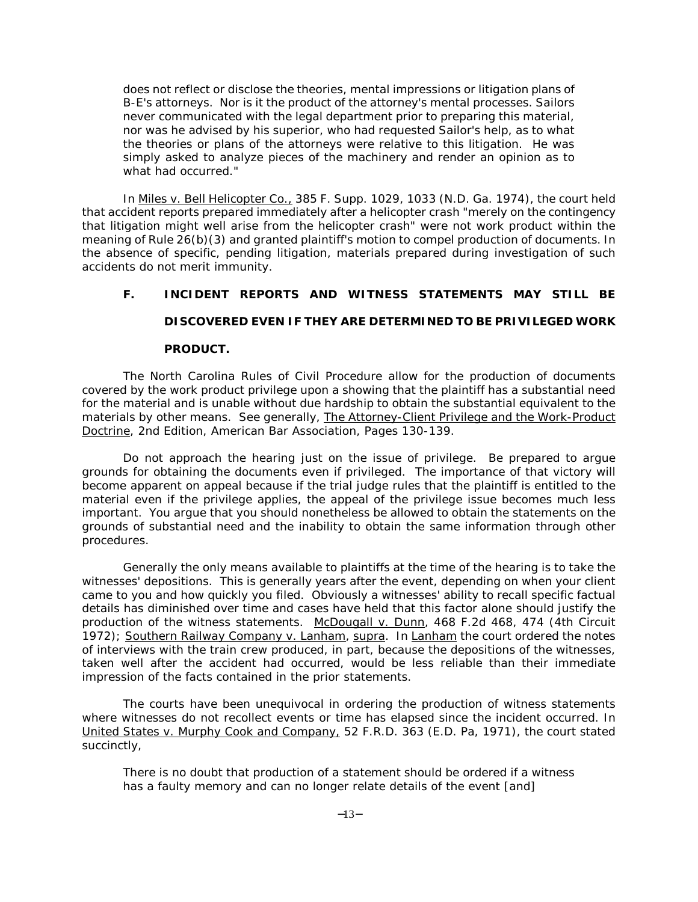> does not reflect or disclose the theories, mental impressions or litigation plans of B-E's attorneys. Nor is it the product of the attorney's mental processes. Sailors never communicated with the legal department prior to preparing this material, nor was he advised by his superior, who had requested Sailor's help, as to what the theories or plans of the attorneys were relative to this litigation. He was simply asked to analyze pieces of the machinery and render an opinion as to what had occurred."

In Miles v. Bell Helicopter Co., 385 F. Supp. 1029, 1033 (N.D. Ga. 1974), the court held that accident reports prepared immediately after a helicopter crash "merely on the contingency that litigation might well arise from the helicopter crash" were not work product within the meaning of Rule 26(b)(3) and granted plaintiff's motion to compel production of documents. In the absence of specific, pending litigation, materials prepared during investigation of such accidents do not merit immunity.

### F. INCIDENT REPORTS AND WITNESS STATEMENTS MAY STILL BE DISCOVERED EVEN IF THEY ARE DETERMINED TO BE PRIVILEGED WORK PRODUCT.

The North Carolina Rules of Civil Procedure allow for the production of documents covered by the work product privilege upon a showing that the plaintiff has a substantial need for the material and is unable without due hardship to obtain the substantial equivalent to the materials by other means. See generally, The Attorney-Client Privilege and the Work-Product Doctrine, 2nd Edition, American Bar Association, Pages 130-139.

Do not approach the hearing just on the issue of privilege. Be prepared to argue grounds for obtaining the documents even if privileged. The importance of that victory will become apparent on appeal because if the trial judge rules that the plaintiff is entitled to the material even if the privilege applies, the appeal of the privilege issue becomes much less important. You argue that you should nonetheless be allowed to obtain the statements on the grounds of substantial need and the inability to obtain the same information through other procedures.

Generally the only means available to plaintiffs at the time of the hearing is to take the witnesses' depositions. This is generally years after the event, depending on when your client came to you and how quickly you filed. Obviously a witnesses' ability to recall specific factual details has diminished over time and cases have held that this factor alone should justify the production of the witness statements. McDougall v. Dunn, 468 F.2d 468, 474 (4th Circuit 1972); Southern Railway Company v. Lanham, supra. In Lanham the court ordered the notes of interviews with the train crew produced, in part, because the depositions of the witnesses, taken well after the accident had occurred, would be less reliable than their immediate impression of the facts contained in the prior statements.

The courts have been unequivocal in ordering the production of witness statements where witnesses do not recollect events or time has elapsed since the incident occurred. In United States v. Murphy Cook and Company, 52 F.R.D. 363 (E.D. Pa, 1971), the court stated succinctly,

> There is no doubt that production of a statement should be ordered if a witness has a faulty memory and can no longer relate details of the event [and]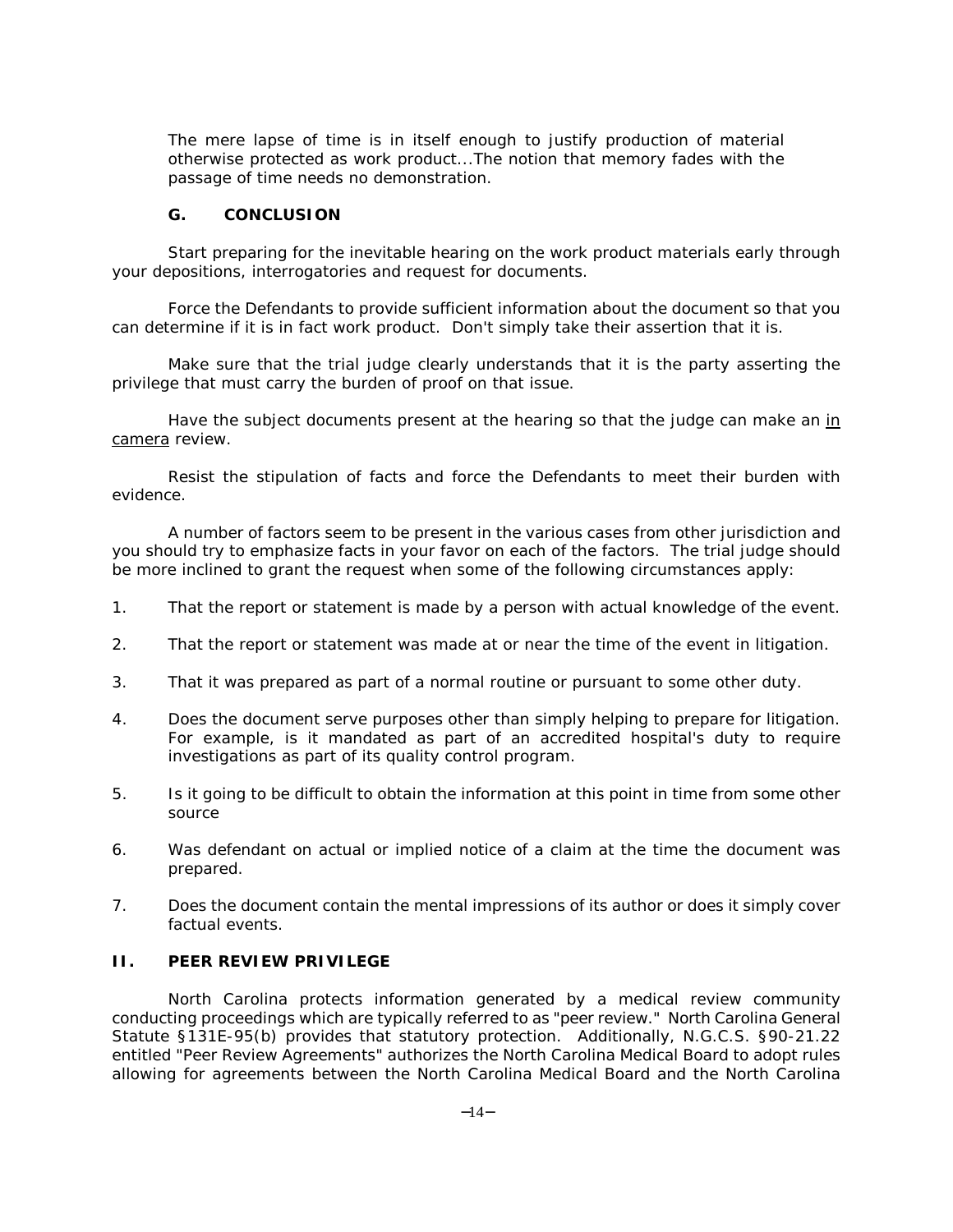> The mere lapse of time is in itself enough to justify production of material otherwise protected as work product...The notion that memory fades with the passage of time needs no demonstration.

### G. CONCLUSION

Start preparing for the inevitable hearing on the work product materials early through your depositions, interrogatories and request for documents.

Force the Defendants to provide sufficient information about the document so that you can determine if it is in fact work product. Don't simply take their assertion that it is.

Make sure that the trial judge clearly understands that it is the party asserting the privilege that must carry the burden of proof on that issue.

Have the subject documents present at the hearing so that the judge can make an <u>in camera</u> review.

Resist the stipulation of facts and force the Defendants to meet their burden with evidence.

A number of factors seem to be present in the various cases from other jurisdiction and you should try to emphasize facts in your favor on each of the factors. The trial judge should be more inclined to grant the request when some of the following circumstances apply:

1. That the report or statement is made by a person with actual knowledge of the event.
2. That the report or statement was made at or near the time of the event in litigation.
3. That it was prepared as part of a normal routine or pursuant to some other duty.
4. Does the document serve purposes other than simply helping to prepare for litigation. For example, is it mandated as part of an accredited hospital's duty to require investigations as part of its quality control program.
5. Is it going to be difficult to obtain the information at this point in time from some other source
6. Was defendant on actual or implied notice of a claim at the time the document was prepared.
7. Does the document contain the mental impressions of its author or does it simply cover factual events.

## II. PEER REVIEW PRIVILEGE

North Carolina protects information generated by a medical review community conducting proceedings which are typically referred to as "peer review." North Carolina General Statute §131E-95(b) provides that statutory protection. Additionally, N.G.C.S. §90-21.22 entitled "Peer Review Agreements" authorizes the North Carolina Medical Board to adopt rules allowing for agreements between the North Carolina Medical Board and the North Carolina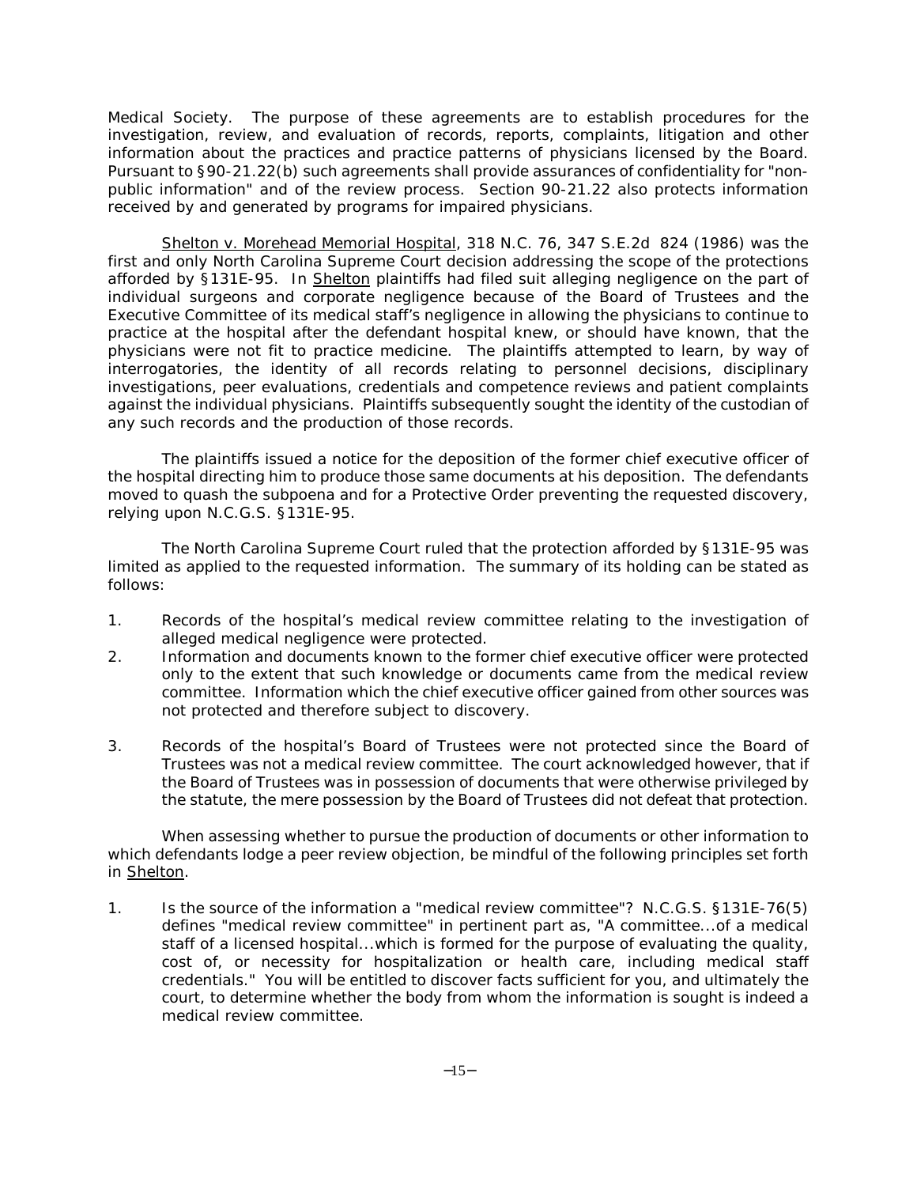Medical Society. The purpose of these agreements are to establish procedures for the investigation, review, and evaluation of records, reports, complaints, litigation and other information about the practices and practice patterns of physicians licensed by the Board. Pursuant to §90-21.22(b) such agreements shall provide assurances of confidentiality for "non-public information" and of the review process. Section 90-21.22 also protects information received by and generated by programs for impaired physicians.

Shelton v. Morehead Memorial Hospital, 318 N.C. 76, 347 S.E.2d 824 (1986) was the first and only North Carolina Supreme Court decision addressing the scope of the protections afforded by §131E-95. In Shelton plaintiffs had filed suit alleging negligence on the part of individual surgeons and corporate negligence because of the Board of Trustees and the Executive Committee of its medical staff's negligence in allowing the physicians to continue to practice at the hospital after the defendant hospital knew, or should have known, that the physicians were not fit to practice medicine. The plaintiffs attempted to learn, by way of interrogatories, the identity of all records relating to personnel decisions, disciplinary investigations, peer evaluations, credentials and competence reviews and patient complaints against the individual physicians. Plaintiffs subsequently sought the identity of the custodian of any such records and the production of those records.

The plaintiffs issued a notice for the deposition of the former chief executive officer of the hospital directing him to produce those same documents at his deposition. The defendants moved to quash the subpoena and for a Protective Order preventing the requested discovery, relying upon N.C.G.S. §131E-95.

The North Carolina Supreme Court ruled that the protection afforded by §131E-95 was limited as applied to the requested information. The summary of its holding can be stated as follows:

1. Records of the hospital's medical review committee relating to the investigation of alleged medical negligence were protected.
2. Information and documents known to the former chief executive officer were protected only to the extent that such knowledge or documents came from the medical review committee. Information which the chief executive officer gained from other sources was not protected and therefore subject to discovery.
3. Records of the hospital's Board of Trustees were not protected since the Board of Trustees was not a medical review committee. The court acknowledged however, that if the Board of Trustees was in possession of documents that were otherwise privileged by the statute, the mere possession by the Board of Trustees did not defeat that protection.

When assessing whether to pursue the production of documents or other information to which defendants lodge a peer review objection, be mindful of the following principles set forth in Shelton.

1. Is the source of the information a "medical review committee"? N.C.G.S. §131E-76(5) defines "medical review committee" in pertinent part as, "A committee...of a medical staff of a licensed hospital...which is formed for the purpose of evaluating the quality, cost of, or necessity for hospitalization or health care, including medical staff credentials." You will be entitled to discover facts sufficient for you, and ultimately the court, to determine whether the body from whom the information is sought is indeed a medical review committee.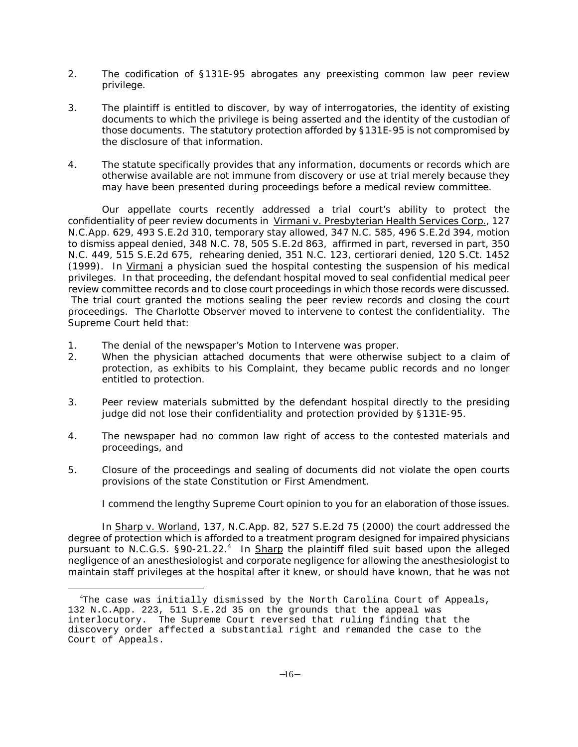2. The codification of §131E-95 abrogates any preexisting common law peer review privilege.

3. The plaintiff is entitled to discover, by way of interrogatories, the identity of existing documents to which the privilege is being asserted and the identity of the custodian of those documents. The statutory protection afforded by §131E-95 is not compromised by the disclosure of that information.

4. The statute specifically provides that any information, documents or records which are otherwise available are not immune from discovery or use at trial merely because they may have been presented during proceedings before a medical review committee.

Our appellate courts recently addressed a trial court's ability to protect the confidentiality of peer review documents in Virmani v. Presbyterian Health Services Corp., 127 N.C.App. 629, 493 S.E.2d 310, temporary stay allowed, 347 N.C. 585, 496 S.E.2d 394, motion to dismiss appeal denied, 348 N.C. 78, 505 S.E.2d 863, affirmed in part, reversed in part, 350 N.C. 449, 515 S.E.2d 675, rehearing denied, 351 N.C. 123, certiorari denied, 120 S.Ct. 1452 (1999). In Virmani a physician sued the hospital contesting the suspension of his medical privileges. In that proceeding, the defendant hospital moved to seal confidential medical peer review committee records and to close court proceedings in which those records were discussed. The trial court granted the motions sealing the peer review records and closing the court proceedings. The Charlotte Observer moved to intervene to contest the confidentiality. The Supreme Court held that:

1. The denial of the newspaper's Motion to Intervene was proper.
2. When the physician attached documents that were otherwise subject to a claim of protection, as exhibits to his Complaint, they became public records and no longer entitled to protection.
3. Peer review materials submitted by the defendant hospital directly to the presiding judge did not lose their confidentiality and protection provided by §131E-95.
4. The newspaper had no common law right of access to the contested materials and proceedings, and
5. Closure of the proceedings and sealing of documents did not violate the open courts provisions of the state Constitution or First Amendment.

I commend the lengthy Supreme Court opinion to you for an elaboration of those issues.

In Sharp v. Worland, 137, N.C.App. 82, 527 S.E.2d 75 (2000) the court addressed the degree of protection which is afforded to a treatment program designed for impaired physicians pursuant to N.C.G.S. §90-21.22.[4] In Sharp the plaintiff filed suit based upon the alleged negligence of an anesthesiologist and corporate negligence for allowing the anesthesiologist to maintain staff privileges at the hospital after it knew, or should have known, that he was not

---

[4] The case was initially dismissed by the North Carolina Court of Appeals, 132 N.C.App. 223, 511 S.E.2d 35 on the grounds that the appeal was interlocutory. The Supreme Court reversed that ruling finding that the discovery order affected a substantial right and remanded the case to the Court of Appeals.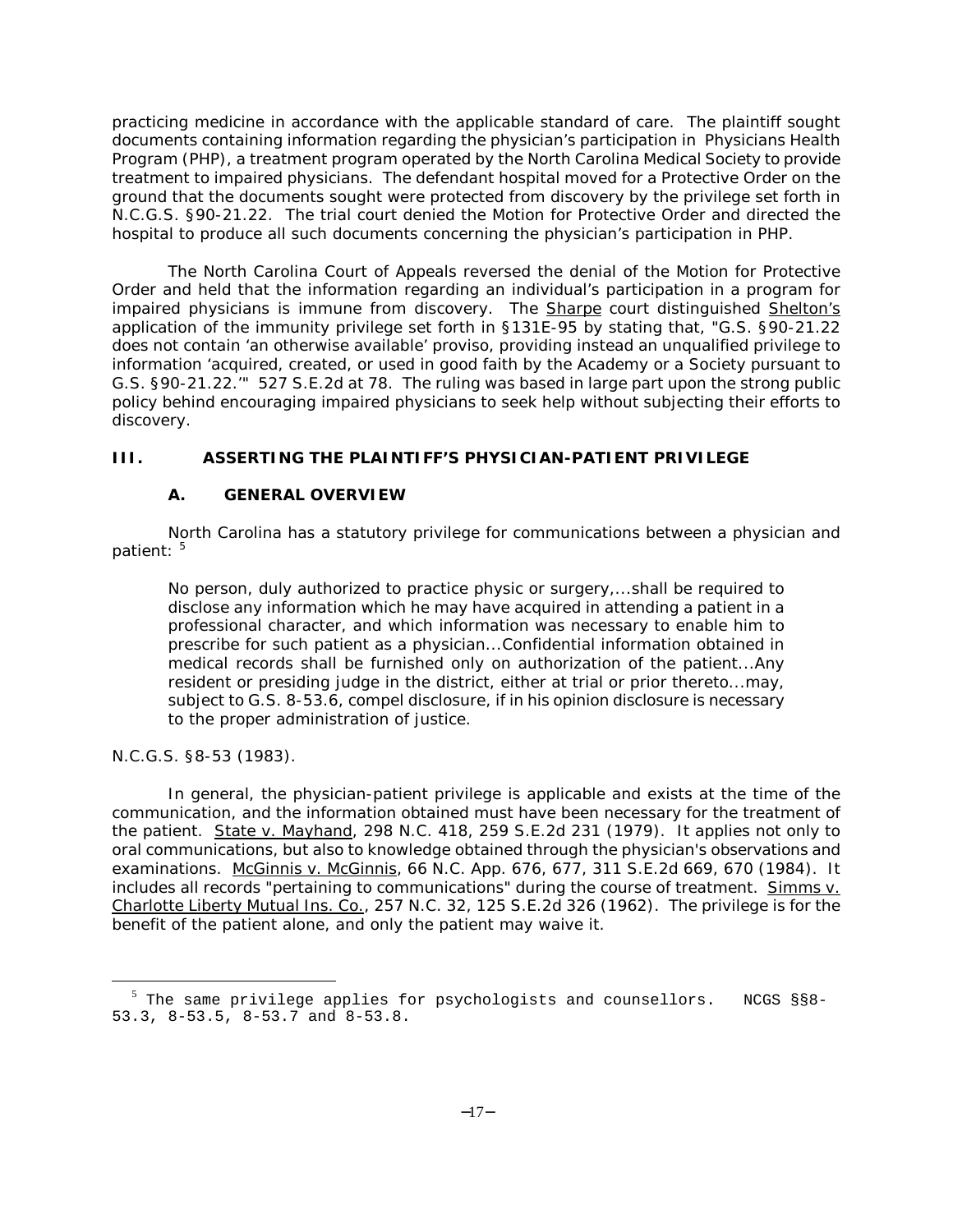practicing medicine in accordance with the applicable standard of care. The plaintiff sought documents containing information regarding the physician's participation in Physicians Health Program (PHP), a treatment program operated by the North Carolina Medical Society to provide treatment to impaired physicians. The defendant hospital moved for a Protective Order on the ground that the documents sought were protected from discovery by the privilege set forth in N.C.G.S. §90-21.22. The trial court denied the Motion for Protective Order and directed the hospital to produce all such documents concerning the physician's participation in PHP.

The North Carolina Court of Appeals reversed the denial of the Motion for Protective Order and held that the information regarding an individual's participation in a program for impaired physicians is immune from discovery. The Sharpe court distinguished Shelton's application of the immunity privilege set forth in §131E-95 by stating that, "G.S. §90-21.22 does not contain 'an otherwise available' proviso, providing instead an unqualified privilege to information 'acquired, created, or used in good faith by the Academy or a Society pursuant to G.S. §90-21.22.'" 527 S.E.2d at 78. The ruling was based in large part upon the strong public policy behind encouraging impaired physicians to seek help without subjecting their efforts to discovery.

## III. ASSERTING THE PLAINTIFF'S PHYSICIAN-PATIENT PRIVILEGE

### A. GENERAL OVERVIEW

North Carolina has a statutory privilege for communications between a physician and patient: [5]

> No person, duly authorized to practice physic or surgery,...shall be required to disclose any information which he may have acquired in attending a patient in a professional character, and which information was necessary to enable him to prescribe for such patient as a physician...Confidential information obtained in medical records shall be furnished only on authorization of the patient...Any resident or presiding judge in the district, either at trial or prior thereto...may, subject to G.S. 8-53.6, compel disclosure, if in his opinion disclosure is necessary to the proper administration of justice.

N.C.G.S. §8-53 (1983).

In general, the physician-patient privilege is applicable and exists at the time of the communication, and the information obtained must have been necessary for the treatment of the patient. State v. Mayhand, 298 N.C. 418, 259 S.E.2d 231 (1979). It applies not only to oral communications, but also to knowledge obtained through the physician's observations and examinations. McGinnis v. McGinnis, 66 N.C. App. 676, 677, 311 S.E.2d 669, 670 (1984). It includes all records "pertaining to communications" during the course of treatment. Simms v. Charlotte Liberty Mutual Ins. Co., 257 N.C. 32, 125 S.E.2d 326 (1962). The privilege is for the benefit of the patient alone, and only the patient may waive it.

---

[5] The same privilege applies for psychologists and counsellors. NCGS §§8-53.3, 8-53.5, 8-53.7 and 8-53.8.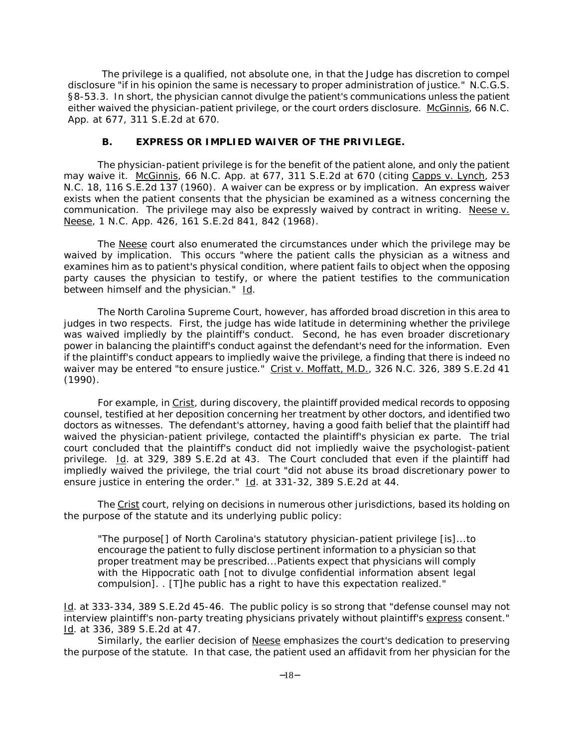The privilege is a qualified, not absolute one, in that the Judge has discretion to compel disclosure "if in his opinion the same is necessary to proper administration of justice." N.C.G.S. §8-53.3. In short, the physician cannot divulge the patient's communications unless the patient either waived the physician-patient privilege, or the court orders disclosure. McGinnis, 66 N.C. App. at 677, 311 S.E.2d at 670.

### B. EXPRESS OR IMPLIED WAIVER OF THE PRIVILEGE.

The physician-patient privilege is for the benefit of the patient alone, and only the patient may waive it. McGinnis, 66 N.C. App. at 677, 311 S.E.2d at 670 (citing Capps v. Lynch, 253 N.C. 18, 116 S.E.2d 137 (1960). A waiver can be express or by implication. An express waiver exists when the patient consents that the physician be examined as a witness concerning the communication. The privilege may also be expressly waived by contract in writing. Neese v. Neese, 1 N.C. App. 426, 161 S.E.2d 841, 842 (1968).

The Neese court also enumerated the circumstances under which the privilege may be waived by implication. This occurs "where the patient calls the physician as a witness and examines him as to patient's physical condition, where patient fails to object when the opposing party causes the physician to testify, or where the patient testifies to the communication between himself and the physician." Id.

The North Carolina Supreme Court, however, has afforded broad discretion in this area to judges in two respects. First, the judge has wide latitude in determining whether the privilege was waived impliedly by the plaintiff's conduct. Second, he has even broader discretionary power in balancing the plaintiff's conduct against the defendant's need for the information. Even if the plaintiff's conduct appears to impliedly waive the privilege, a finding that there is indeed no waiver may be entered "to ensure justice." Crist v. Moffatt, M.D., 326 N.C. 326, 389 S.E.2d 41 (1990).

For example, in Crist, during discovery, the plaintiff provided medical records to opposing counsel, testified at her deposition concerning her treatment by other doctors, and identified two doctors as witnesses. The defendant's attorney, having a good faith belief that the plaintiff had waived the physician-patient privilege, contacted the plaintiff's physician ex parte. The trial court concluded that the plaintiff's conduct did not impliedly waive the psychologist-patient privilege. Id. at 329, 389 S.E.2d at 43. The Court concluded that even if the plaintiff had impliedly waived the privilege, the trial court "did not abuse its broad discretionary power to ensure justice in entering the order." Id. at 331-32, 389 S.E.2d at 44.

The Crist court, relying on decisions in numerous other jurisdictions, based its holding on the purpose of the statute and its underlying public policy:

> "The purpose[] of North Carolina's statutory physician-patient privilege [is]...to encourage the patient to fully disclose pertinent information to a physician so that proper treatment may be prescribed...Patients expect that physicians will comply with the Hippocratic oath [not to divulge confidential information absent legal compulsion]. . [T]he public has a right to have this expectation realized."

Id. at 333-334, 389 S.E.2d 45-46. The public policy is so strong that "defense counsel may not interview plaintiff's non-party treating physicians privately without plaintiff's express consent." Id. at 336, 389 S.E.2d at 47.

Similarly, the earlier decision of Neese emphasizes the court's dedication to preserving the purpose of the statute. In that case, the patient used an affidavit from her physician for the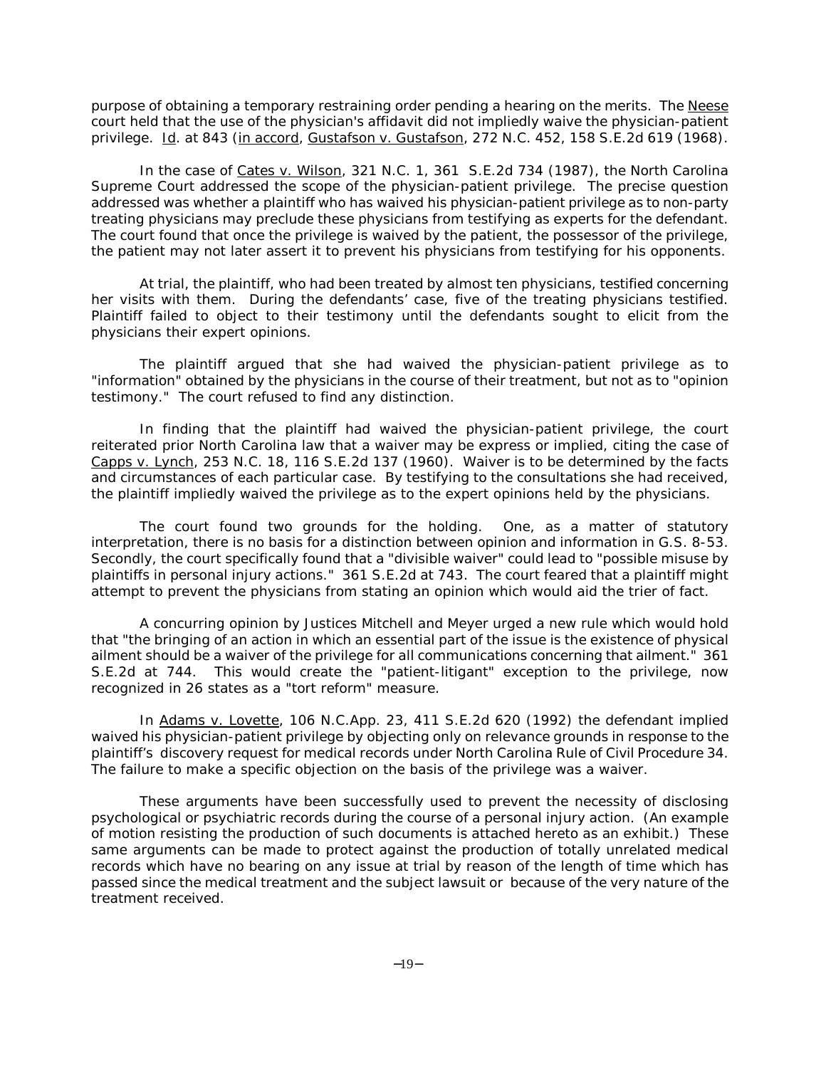purpose of obtaining a temporary restraining order pending a hearing on the merits. The Neese court held that the use of the physician's affidavit did not impliedly waive the physician-patient privilege. Id. at 843 (in accord, Gustafson v. Gustafson, 272 N.C. 452, 158 S.E.2d 619 (1968).

In the case of Cates v. Wilson, 321 N.C. 1, 361 S.E.2d 734 (1987), the North Carolina Supreme Court addressed the scope of the physician-patient privilege. The precise question addressed was whether a plaintiff who has waived his physician-patient privilege as to non-party treating physicians may preclude these physicians from testifying as experts for the defendant. The court found that once the privilege is waived by the patient, the possessor of the privilege, the patient may not later assert it to prevent his physicians from testifying for his opponents.

At trial, the plaintiff, who had been treated by almost ten physicians, testified concerning her visits with them. During the defendants' case, five of the treating physicians testified. Plaintiff failed to object to their testimony until the defendants sought to elicit from the physicians their expert opinions.

The plaintiff argued that she had waived the physician-patient privilege as to "information" obtained by the physicians in the course of their treatment, but not as to "opinion testimony." The court refused to find any distinction.

In finding that the plaintiff had waived the physician-patient privilege, the court reiterated prior North Carolina law that a waiver may be express or implied, citing the case of Capps v. Lynch, 253 N.C. 18, 116 S.E.2d 137 (1960). Waiver is to be determined by the facts and circumstances of each particular case. By testifying to the consultations she had received, the plaintiff impliedly waived the privilege as to the expert opinions held by the physicians.

The court found two grounds for the holding. One, as a matter of statutory interpretation, there is no basis for a distinction between opinion and information in G.S. 8-53. Secondly, the court specifically found that a "divisible waiver" could lead to "possible misuse by plaintiffs in personal injury actions." 361 S.E.2d at 743. The court feared that a plaintiff might attempt to prevent the physicians from stating an opinion which would aid the trier of fact.

A concurring opinion by Justices Mitchell and Meyer urged a new rule which would hold that "the bringing of an action in which an essential part of the issue is the existence of physical ailment should be a waiver of the privilege for all communications concerning that ailment." 361 S.E.2d at 744. This would create the "patient-litigant" exception to the privilege, now recognized in 26 states as a "tort reform" measure.

In Adams v. Lovette, 106 N.C.App. 23, 411 S.E.2d 620 (1992) the defendant implied waived his physician-patient privilege by objecting only on relevance grounds in response to the plaintiff's discovery request for medical records under North Carolina Rule of Civil Procedure 34. The failure to make a specific objection on the basis of the privilege was a waiver.

These arguments have been successfully used to prevent the necessity of disclosing psychological or psychiatric records during the course of a personal injury action. (An example of motion resisting the production of such documents is attached hereto as an exhibit.) These same arguments can be made to protect against the production of totally unrelated medical records which have no bearing on any issue at trial by reason of the length of time which has passed since the medical treatment and the subject lawsuit or because of the very nature of the treatment received.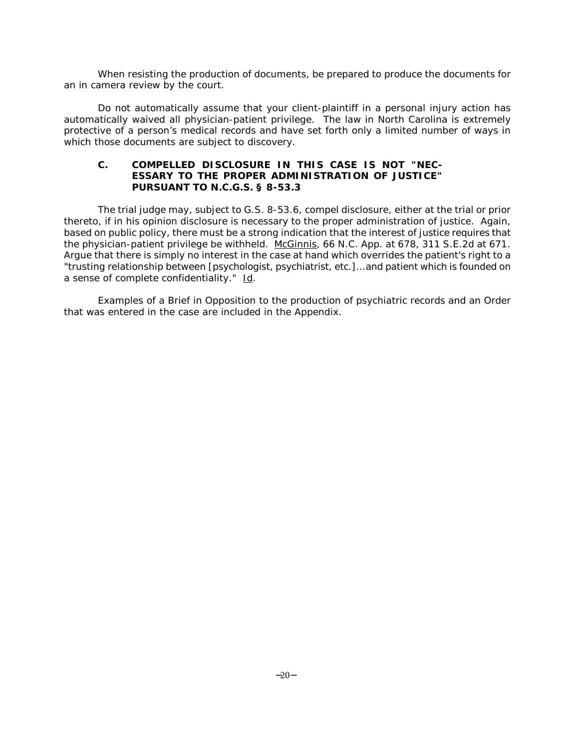When resisting the production of documents, be prepared to produce the documents for an in camera review by the court.

Do not automatically assume that your client-plaintiff in a personal injury action has automatically waived all physician-patient privilege. The law in North Carolina is extremely protective of a person's medical records and have set forth only a limited number of ways in which those documents are subject to discovery.

### C. COMPELLED DISCLOSURE IN THIS CASE IS NOT "NECESSARY TO THE PROPER ADMINISTRATION OF JUSTICE" PURSUANT TO N.C.G.S. § 8-53.3

The trial judge may, subject to G.S. 8-53.6, compel disclosure, either at the trial or prior thereto, if in his opinion disclosure is necessary to the proper administration of justice. Again, based on public policy, there must be a strong indication that the interest of justice requires that the physician-patient privilege be withheld. McGinnis, 66 N.C. App. at 678, 311 S.E.2d at 671. Argue that there is simply no interest in the case at hand which overrides the patient's right to a "trusting relationship between [psychologist, psychiatrist, etc.]...and patient which is founded on a sense of complete confidentiality." Id.

Examples of a Brief in Opposition to the production of psychiatric records and an Order that was entered in the case are included in the Appendix.